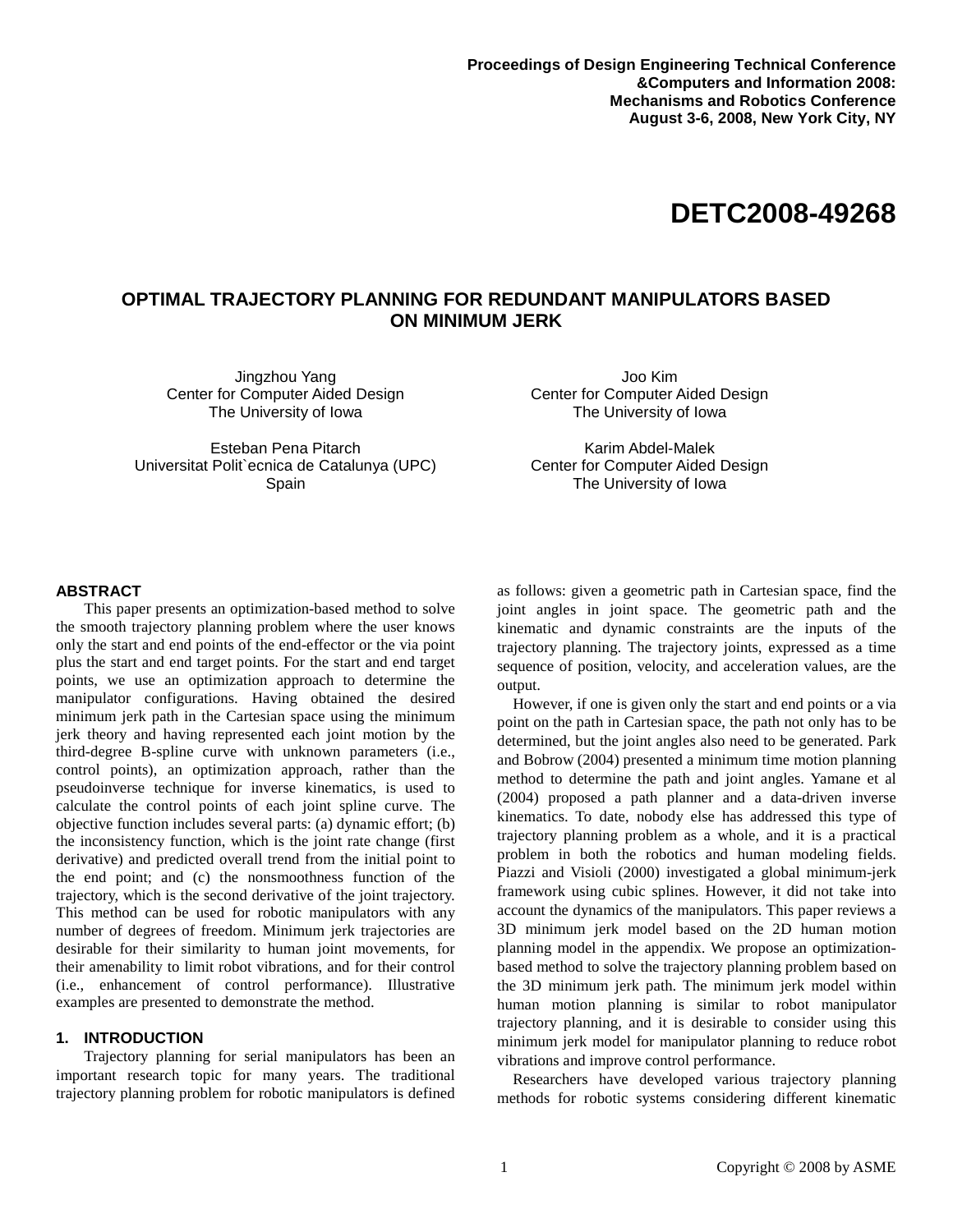Proceedings of Design Engineering Technical Conference &Computers and Information 2008: Mechanisms and Robotics Conference
August 3-6, 2008, New York City, NY

# DETC2008-49268

## OPTIMAL TRAJECTORY PLANNING FOR REDUNDANT MANIPULATORS BASED ON MINIMUM JERK

Jingzhou Yang
Center for Computer Aided Design
The University of Iowa

Joo Kim
Center for Computer Aided Design
The University of Iowa

Esteban Pena Pitarch
Universitat Polit`ecnica de Catalunya (UPC)
Spain

Karim Abdel-Malek
Center for Computer Aided Design
The University of Iowa

## ABSTRACT

This paper presents an optimization-based method to solve the smooth trajectory planning problem where the user knows only the start and end points of the end-effector or the via point plus the start and end target points. For the start and end target points, we use an optimization approach to determine the manipulator configurations. Having obtained the desired minimum jerk path in the Cartesian space using the minimum jerk theory and having represented each joint motion by the third-degree B-spline curve with unknown parameters (i.e., control points), an optimization approach, rather than the pseudoinverse technique for inverse kinematics, is used to calculate the control points of each joint spline curve. The objective function includes several parts: (a) dynamic effort; (b) the inconsistency function, which is the joint rate change (first derivative) and predicted overall trend from the initial point to the end point; and (c) the nonsmoothness function of the trajectory, which is the second derivative of the joint trajectory. This method can be used for robotic manipulators with any number of degrees of freedom. Minimum jerk trajectories are desirable for their similarity to human joint movements, for their amenability to limit robot vibrations, and for their control (i.e., enhancement of control performance). Illustrative examples are presented to demonstrate the method.

## 1. INTRODUCTION

Trajectory planning for serial manipulators has been an important research topic for many years. The traditional trajectory planning problem for robotic manipulators is defined as follows: given a geometric path in Cartesian space, find the joint angles in joint space. The geometric path and the kinematic and dynamic constraints are the inputs of the trajectory planning. The trajectory joints, expressed as a time sequence of position, velocity, and acceleration values, are the output.

However, if one is given only the start and end points or a via point on the path in Cartesian space, the path not only has to be determined, but the joint angles also need to be generated. Park and Bobrow (2004) presented a minimum time motion planning method to determine the path and joint angles. Yamane et al (2004) proposed a path planner and a data-driven inverse kinematics. To date, nobody else has addressed this type of trajectory planning problem as a whole, and it is a practical problem in both the robotics and human modeling fields. Piazzi and Visioli (2000) investigated a global minimum-jerk framework using cubic splines. However, it did not take into account the dynamics of the manipulators. This paper reviews a 3D minimum jerk model based on the 2D human motion planning model in the appendix. We propose an optimization-based method to solve the trajectory planning problem based on the 3D minimum jerk path. The minimum jerk model within human motion planning is similar to robot manipulator trajectory planning, and it is desirable to consider using this minimum jerk model for manipulator planning to reduce robot vibrations and improve control performance.

Researchers have developed various trajectory planning methods for robotic systems considering different kinematic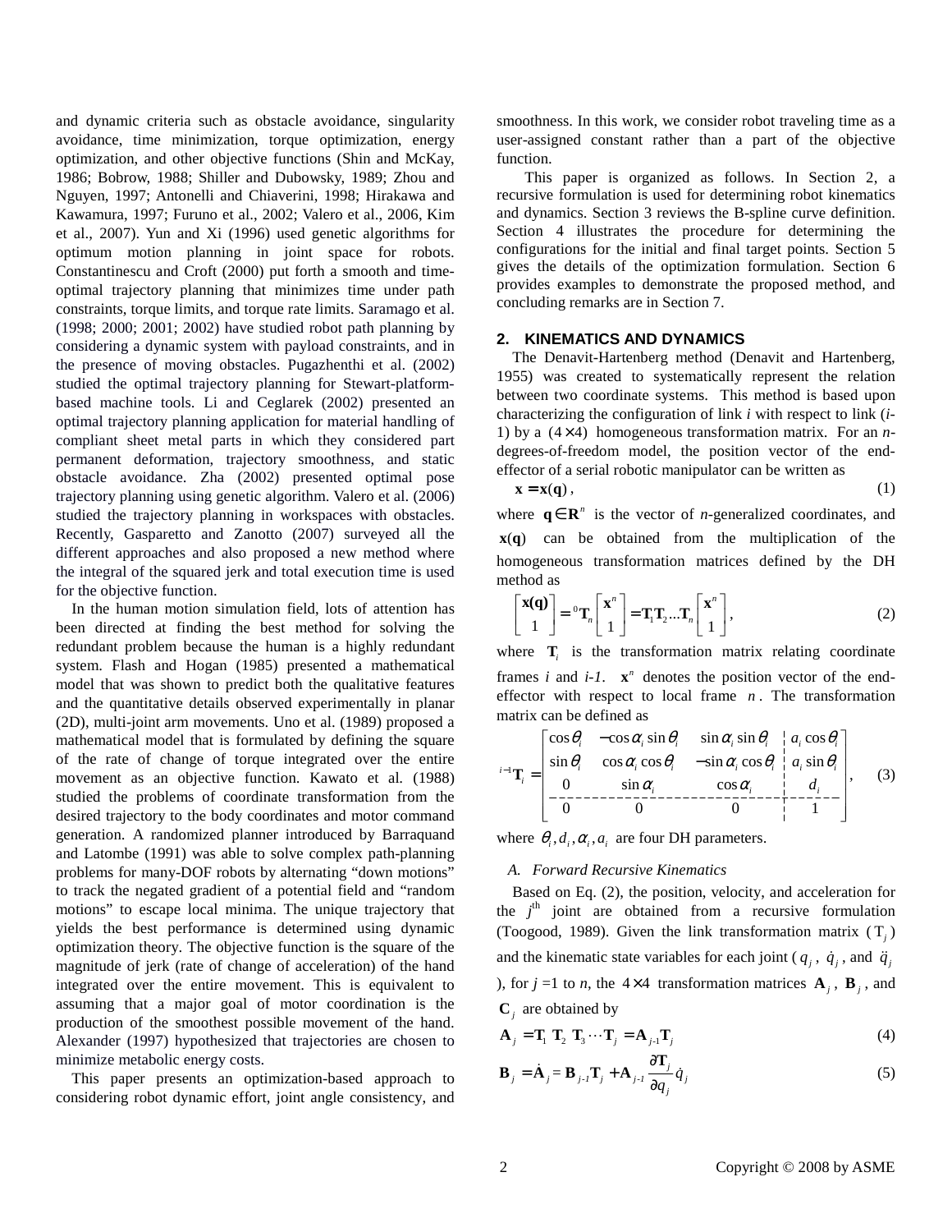and dynamic criteria such as obstacle avoidance, singularity avoidance, time minimization, torque optimization, energy optimization, and other objective functions (Shin and McKay, 1986; Bobrow, 1988; Shiller and Dubowsky, 1989; Zhou and Nguyen, 1997; Antonelli and Chiaverini, 1998; Hirakawa and Kawamura, 1997; Furuno et al., 2002; Valero et al., 2006, Kim et al., 2007). Yun and Xi (1996) used genetic algorithms for optimum motion planning in joint space for robots. Constantinescu and Croft (2000) put forth a smooth and time-optimal trajectory planning that minimizes time under path constraints, torque limits, and torque rate limits. Saramago et al. (1998; 2000; 2001; 2002) have studied robot path planning by considering a dynamic system with payload constraints, and in the presence of moving obstacles. Pugazhenthi et al. (2002) studied the optimal trajectory planning for Stewart-platform-based machine tools. Li and Ceglarek (2002) presented an optimal trajectory planning application for material handling of compliant sheet metal parts in which they considered part permanent deformation, trajectory smoothness, and static obstacle avoidance. Zha (2002) presented optimal pose trajectory planning using genetic algorithm. Valero et al. (2006) studied the trajectory planning in workspaces with obstacles. Recently, Gasparetto and Zanotto (2007) surveyed all the different approaches and also proposed a new method where the integral of the squared jerk and total execution time is used for the objective function.

In the human motion simulation field, lots of attention has been directed at finding the best method for solving the redundant problem because the human is a highly redundant system. Flash and Hogan (1985) presented a mathematical model that was shown to predict both the qualitative features and the quantitative details observed experimentally in planar (2D), multi-joint arm movements. Uno et al. (1989) proposed a mathematical model that is formulated by defining the square of the rate of change of torque integrated over the entire movement as an objective function. Kawato et al. (1988) studied the problems of coordinate transformation from the desired trajectory to the body coordinates and motor command generation. A randomized planner introduced by Barraquand and Latombe (1991) was able to solve complex path-planning problems for many-DOF robots by alternating "down motions" to track the negated gradient of a potential field and "random motions" to escape local minima. The unique trajectory that yields the best performance is determined using dynamic optimization theory. The objective function is the square of the magnitude of jerk (rate of change of acceleration) of the hand integrated over the entire movement. This is equivalent to assuming that a major goal of motor coordination is the production of the smoothest possible movement of the hand. Alexander (1997) hypothesized that trajectories are chosen to minimize metabolic energy costs.

This paper presents an optimization-based approach to considering robot dynamic effort, joint angle consistency, and smoothness. In this work, we consider robot traveling time as a user-assigned constant rather than a part of the objective function.

This paper is organized as follows. In Section 2, a recursive formulation is used for determining robot kinematics and dynamics. Section 3 reviews the B-spline curve definition. Section 4 illustrates the procedure for determining the configurations for the initial and final target points. Section 5 gives the details of the optimization formulation. Section 6 provides examples to demonstrate the proposed method, and concluding remarks are in Section 7.

## 2. KINEMATICS AND DYNAMICS

The Denavit-Hartenberg method (Denavit and Hartenberg, 1955) was created to systematically represent the relation between two coordinate systems. This method is based upon characterizing the configuration of link $i$ with respect to link ($i$-1) by a $(4\times 4)$ homogeneous transformation matrix. For an $n$-degrees-of-freedom model, the position vector of the end-effector of a serial robotic manipulator can be written as

$$\mathbf{x} = \mathbf{x}(\mathbf{q}), \tag{1}$$

where $\mathbf{q} \in \mathbf{R}^n$ is the vector of $n$-generalized coordinates, and $\mathbf{x}(\mathbf{q})$ can be obtained from the multiplication of the homogeneous transformation matrices defined by the DH method as

$$\begin{bmatrix} \mathbf{x(q)} \\ 1 \end{bmatrix} = {}^{0}\mathbf{T}_n \begin{bmatrix} \mathbf{x}^n \\ 1 \end{bmatrix} = \mathbf{T}_1\mathbf{T}_2 \ldots \mathbf{T}_n \begin{bmatrix} \mathbf{x}^n \\ 1 \end{bmatrix}, \tag{2}$$

where $\mathbf{T}_i$ is the transformation matrix relating coordinate frames $i$ and $i$-$1$. $\mathbf{x}^n$ denotes the position vector of the end-effector with respect to local frame $n$. The transformation matrix can be defined as

$$^{i-1}\mathbf{T}_i = \left[\begin{array}{ccc|c} \cos\theta_i & -\cos\alpha_i\sin\theta_i & \sin\alpha_i\sin\theta_i & a_i\cos\theta_i \\ \sin\theta_i & \cos\alpha_i\cos\theta_i & -\sin\alpha_i\cos\theta_i & a_i\sin\theta_i \\ 0 & \sin\alpha_i & \cos\alpha_i & d_i \\ \hline 0 & 0 & 0 & 1 \end{array}\right], \tag{3}$$

where $\theta_i, d_i, \alpha_i, a_i$ are four DH parameters.

### A. Forward Recursive Kinematics

Based on Eq. (2), the position, velocity, and acceleration for the $j^{\text{th}}$ joint are obtained from a recursive formulation (Toogood, 1989). Given the link transformation matrix ($\mathrm{T}_j$) and the kinematic state variables for each joint ($q_j$, $\dot{q}_j$, and $\ddot{q}_j$), for $j$ =1 to $n$, the $4\times 4$ transformation matrices $\mathbf{A}_j$, $\mathbf{B}_j$, and $\mathbf{C}_j$ are obtained by

$$\mathbf{A}_j = \mathbf{T}_1\ \mathbf{T}_2\ \mathbf{T}_3 \cdots \mathbf{T}_j = \mathbf{A}_{j\text{-}1}\mathbf{T}_j \tag{4}$$

$$\mathbf{B}_j = \dot{\mathbf{A}}_j = \mathbf{B}_{j\text{-}1}\mathbf{T}_j + \mathbf{A}_{j\text{-}1}\frac{\partial \mathbf{T}_j}{\partial q_j}\dot{q}_j \tag{5}$$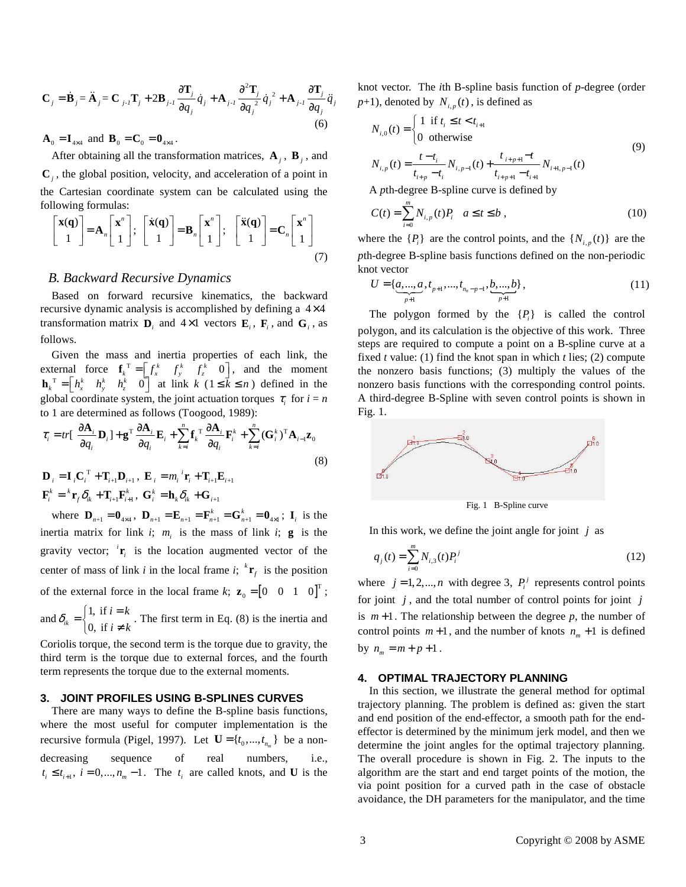$$\mathbf{C}_j = \dot{\mathbf{B}}_j = \ddot{\mathbf{A}}_j = \mathbf{C}_{j-1}\mathbf{T}_j + 2\mathbf{B}_{j-1}\frac{\partial \mathbf{T}_j}{\partial q_j}\dot{q}_j + \mathbf{A}_{j-1}\frac{\partial^2 \mathbf{T}_j}{\partial q_j^2}\dot{q}_j^{\,2} + \mathbf{A}_{j-1}\frac{\partial \mathbf{T}_j}{\partial q_j}\ddot{q}_j \tag{6}$$

$\mathbf{A}_0 = \mathbf{I}_{4\times4}$ and $\mathbf{B}_0 = \mathbf{C}_0 = \mathbf{0}_{4\times4}$.

After obtaining all the transformation matrices, $\mathbf{A}_j$, $\mathbf{B}_j$, and $\mathbf{C}_j$, the global position, velocity, and acceleration of a point in the Cartesian coordinate system can be calculated using the following formulas:

$$\begin{bmatrix}\mathbf{x}(\mathbf{q})\\ 1\end{bmatrix} = \mathbf{A}_n\begin{bmatrix}\mathbf{x}^n\\ 1\end{bmatrix};\;\; \begin{bmatrix}\dot{\mathbf{x}}(\mathbf{q})\\ 1\end{bmatrix} = \mathbf{B}_n\begin{bmatrix}\mathbf{x}^n\\ 1\end{bmatrix};\;\; \begin{bmatrix}\ddot{\mathbf{x}}(\mathbf{q})\\ 1\end{bmatrix} = \mathbf{C}_n\begin{bmatrix}\mathbf{x}^n\\ 1\end{bmatrix} \tag{7}$$

### *B. Backward Recursive Dynamics*

Based on forward recursive kinematics, the backward recursive dynamic analysis is accomplished by defining a $4\times4$ transformation matrix $\mathbf{D}_i$ and $4\times1$ vectors $\mathbf{E}_i$, $\mathbf{F}_i$, and $\mathbf{G}_i$, as follows.

Given the mass and inertia properties of each link, the external force $\mathbf{f}_k^{\mathrm{T}} = \begin{bmatrix} f_x^k & f_y^k & f_z^k & 0\end{bmatrix}$, and the moment $\mathbf{h}_k^{\mathrm{T}} = \begin{bmatrix} h_x^k & h_y^k & h_z^k & 0\end{bmatrix}$ at link $k$ ($1 \le k \le n$) defined in the global coordinate system, the joint actuation torques $\tau_i$ for $i = n$ to 1 are determined as follows (Toogood, 1989):

$$\tau_i = tr\left[\frac{\partial \mathbf{A}_i}{\partial q_i}\mathbf{D}_i\right] + \mathbf{g}^{\mathrm{T}}\frac{\partial \mathbf{A}_i}{\partial q_i}\mathbf{E}_i + \sum_{k=i}^{n}\mathbf{f}_k^{\mathrm{T}}\frac{\partial \mathbf{A}_i}{\partial q_i}\mathbf{F}_i^k + \sum_{k=i}^{n}(\mathbf{G}_i^k)^{\mathrm{T}}\mathbf{A}_{i-1}\mathbf{z}_0 \tag{8}$$

$$\mathbf{D}_i = \mathbf{I}_i\mathbf{C}_i^{\mathrm{T}} + \mathbf{T}_{i+1}\mathbf{D}_{i+1},\;\; \mathbf{E}_i = m_i\,{}^{i}\mathbf{r}_i + \mathbf{T}_{i+1}\mathbf{E}_{i+1}$$

$$\mathbf{F}_i^k = {}^{k}\mathbf{r}_f\,\delta_{ik} + \mathbf{T}_{i+1}\mathbf{F}_{i+1}^k,\;\; \mathbf{G}_i^k = \mathbf{h}_k\delta_{ik} + \mathbf{G}_{i+1}$$

where $\mathbf{D}_{n+1} = \mathbf{0}_{4\times4}$, $\mathbf{D}_{n+1} = \mathbf{E}_{n+1} = \mathbf{F}_{n+1}^k = \mathbf{G}_{n+1}^k = \mathbf{0}_{4\times1}$; $\mathbf{I}_i$ is the inertia matrix for link $i$; $m_i$ is the mass of link $i$; $\mathbf{g}$ is the gravity vector; ${}^{i}\mathbf{r}_i$ is the location augmented vector of the center of mass of link $i$ in the local frame $i$; ${}^{k}\mathbf{r}_f$ is the position of the external force in the local frame $k$; $\mathbf{z}_0 = \begin{bmatrix}0 & 0 & 1 & 0\end{bmatrix}^{\mathrm{T}}$; and $\delta_{ik} = \begin{cases}1, \text{ if } i = k\\ 0, \text{ if } i \ne k\end{cases}$. The first term in Eq. (8) is the inertia and Coriolis torque, the second term is the torque due to gravity, the third term is the torque due to external forces, and the fourth term represents the torque due to the external moments.

## 3. JOINT PROFILES USING B-SPLINES CURVES

There are many ways to define the B-spline basis functions, where the most useful for computer implementation is the recursive formula (Pigel, 1997). Let $\mathbf{U} = \{t_0, ..., t_{n_m}\}$ be a non-decreasing sequence of real numbers, i.e., $t_i \le t_{i+1}$, $i = 0, ..., n_m - 1$. The $t_i$ are called knots, and $\mathbf{U}$ is the knot vector. The $i$th B-spline basis function of $p$-degree (order $p$+1), denoted by $N_{i,p}(t)$, is defined as

$$N_{i,0}(t) = \begin{cases}1 & \text{if } t_i \le t < t_{i+1}\\ 0 & \text{otherwise}\end{cases}$$
$$N_{i,p}(t) = \frac{t - t_i}{t_{i+p} - t_i}N_{i,p-1}(t) + \frac{t_{i+p+1} - t}{t_{i+p+1} - t_{i+1}}N_{i+1,p-1}(t) \tag{9}$$

A $p$th-degree B-spline curve is defined by

$$C(t) = \sum_{i=0}^{m} N_{i,p}(t)P_i \quad a \le t \le b, \tag{10}$$

where the $\{P_i\}$ are the control points, and the $\{N_{i,p}(t)\}$ are the $p$th-degree B-spline basis functions defined on the non-periodic knot vector

$$U = \{\underbrace{a, ..., a}_{p+1}, t_{p+1}, ..., t_{n_m - p - 1}, \underbrace{b, ..., b}_{p+1}\}, \tag{11}$$

The polygon formed by the $\{P_i\}$ is called the control polygon, and its calculation is the objective of this work. Three steps are required to compute a point on a B-spline curve at a fixed $t$ value: (1) find the knot span in which $t$ lies; (2) compute the nonzero basis functions; (3) multiply the values of the nonzero basis functions with the corresponding control points. A third-degree B-Spline with seven control points is shown in Fig. 1.

Fig. 1 B-Spline curve

In this work, we define the joint angle for joint $j$ as

$$q_j(t) = \sum_{i=0}^{m} N_{i,3}(t)P_i^j \tag{12}$$

where $j = 1, 2, ..., n$ with degree 3, $P_i^j$ represents control points for joint $j$, and the total number of control points for joint $j$ is $m+1$. The relationship between the degree $p$, the number of control points $m+1$, and the number of knots $n_m + 1$ is defined by $n_m = m + p + 1$.

## 4. OPTIMAL TRAJECTORY PLANNING

In this section, we illustrate the general method for optimal trajectory planning. The problem is defined as: given the start and end position of the end-effector, a smooth path for the end-effector is determined by the minimum jerk model, and then we determine the joint angles for the optimal trajectory planning. The overall procedure is shown in Fig. 2. The inputs to the algorithm are the start and end target points of the motion, the via point position for a curved path in the case of obstacle avoidance, the DH parameters for the manipulator, and the time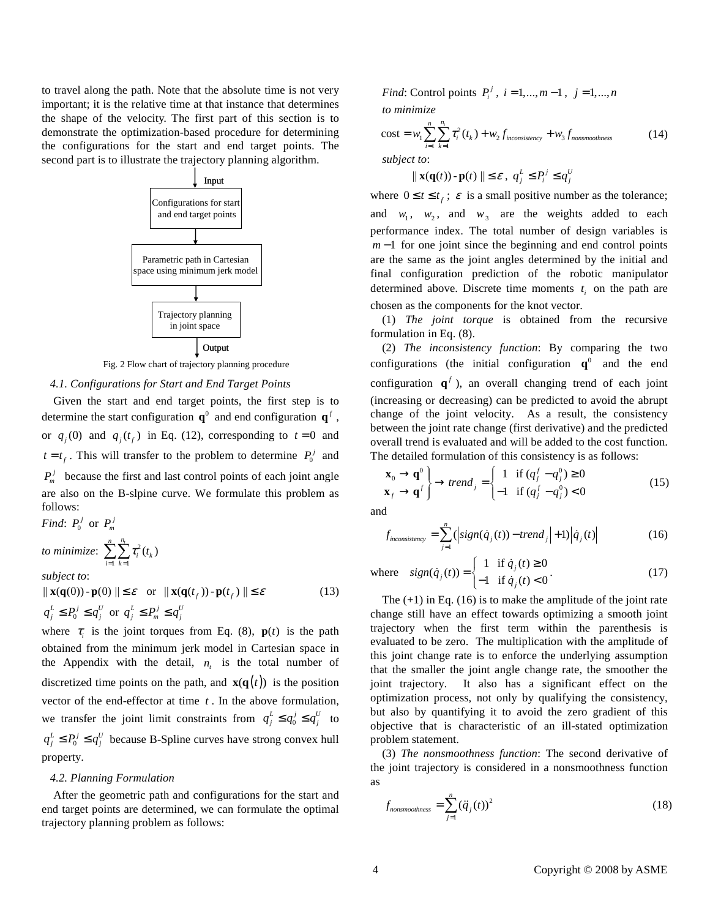to travel along the path. Note that the absolute time is not very important; it is the relative time at that instance that determines the shape of the velocity. The first part of this section is to demonstrate the optimization-based procedure for determining the configurations for the start and end target points. The second part is to illustrate the trajectory planning algorithm.

Input → Configurations for start and end target points → Parametric path in Cartesian space using minimum jerk model → Trajectory planning in joint space → Output

Fig. 2 Flow chart of trajectory planning procedure

### 4.1. Configurations for Start and End Target Points

Given the start and end target points, the first step is to determine the start configuration $\mathbf{q}^0$ and end configuration $\mathbf{q}^f$, or $q_j(0)$ and $q_j(t_f)$ in Eq. (12), corresponding to $t=0$ and $t=t_f$. This will transfer to the problem to determine $P_0^j$ and $P_m^j$ because the first and last control points of each joint angle are also on the B-slpine curve. We formulate this problem as follows:

*Find*: $P_0^j$ or $P_m^j$

*to minimize*: $\sum_{i=1}^{n}\sum_{k=1}^{n_t}\tau_i^2(t_k)$

*subject to*:

$$\|\mathbf{x}(\mathbf{q}(0))-\mathbf{p}(0)\|\le\varepsilon \quad \text{or} \quad \|\mathbf{x}(\mathbf{q}(t_f))-\mathbf{p}(t_f)\|\le\varepsilon \tag{13}$$

$$q_j^L \le P_0^j \le q_j^U \ \text{ or } \ q_j^L \le P_m^j \le q_j^U$$

where $\tau_i$ is the joint torques from Eq. (8), $\mathbf{p}(t)$ is the path obtained from the minimum jerk model in Cartesian space in the Appendix with the detail, $n_t$ is the total number of discretized time points on the path, and $\mathbf{x}(\mathbf{q}(t))$ is the position vector of the end-effector at time $t$. In the above formulation, we transfer the joint limit constraints from $q_j^L \le q_0^j \le q_j^U$ to $q_j^L \le P_0^j \le q_j^U$ because B-Spline curves have strong convex hull property.

### 4.2. Planning Formulation

After the geometric path and configurations for the start and end target points are determined, we can formulate the optimal trajectory planning problem as follows:

*Find*: Control points $P_i^j$, $i=1,\ldots,m-1$, $j=1,\ldots,n$

*to minimize*

$$\text{cost}=w_1\sum_{i=1}^{n}\sum_{k=1}^{n_t}\tau_i^2(t_k)+w_2 f_{inconsistency}+w_3 f_{nonsmoothness} \tag{14}$$

*subject to*:

$$\|\mathbf{x}(\mathbf{q}(t))-\mathbf{p}(t)\|\le\varepsilon,\ q_j^L \le P_i^j \le q_j^U$$

where $0\le t\le t_f$; $\varepsilon$ is a small positive number as the tolerance; and $w_1$, $w_2$, and $w_3$ are the weights added to each performance index. The total number of design variables is $m-1$ for one joint since the beginning and end control points are the same as the joint angles determined by the initial and final configuration prediction of the robotic manipulator determined above. Discrete time moments $t_i$ on the path are chosen as the components for the knot vector.

(1) *The joint torque* is obtained from the recursive formulation in Eq. (8).

(2) *The inconsistency function*: By comparing the two configurations (the initial configuration $\mathbf{q}^0$ and the end configuration $\mathbf{q}^f$), an overall changing trend of each joint (increasing or decreasing) can be predicted to avoid the abrupt change of the joint velocity. As a result, the consistency between the joint rate change (first derivative) and the predicted overall trend is evaluated and will be added to the cost function. The detailed formulation of this consistency is as follows:

$$\left.\begin{array}{l}\mathbf{x}_0 \to \mathbf{q}^0 \\ \mathbf{x}_f \to \mathbf{q}^f\end{array}\right\} \to trend_j=\begin{cases}1 & \text{if } (q_j^f-q_j^0)\ge 0 \\ -1 & \text{if } (q_j^f-q_j^0)<0\end{cases} \tag{15}$$

and

$$f_{inconsistency}=\sum_{j=1}^{n}\left(\left|sign(\dot{q}_j(t))-trend_j\right|+1\right)\left|\dot{q}_j(t)\right| \tag{16}$$

where

$$sign(\dot{q}_j(t))=\begin{cases}1 & \text{if } \dot{q}_j(t)\ge 0 \\ -1 & \text{if } \dot{q}_j(t)<0\end{cases}. \tag{17}$$

The (+1) in Eq. (16) is to make the amplitude of the joint rate change still have an effect towards optimizing a smooth joint trajectory when the first term within the parenthesis is evaluated to be zero. The multiplication with the amplitude of this joint change rate is to enforce the underlying assumption that the smaller the joint angle change rate, the smoother the joint trajectory. It also has a significant effect on the optimization process, not only by qualifying the consistency, but also by quantifying it to avoid the zero gradient of this objective that is characteristic of an ill-stated optimization problem statement.

(3) *The nonsmoothness function*: The second derivative of the joint trajectory is considered in a nonsmoothness function as

$$f_{nonsmoothness}=\sum_{j=1}^{n}(\ddot{q}_j(t))^2 \tag{18}$$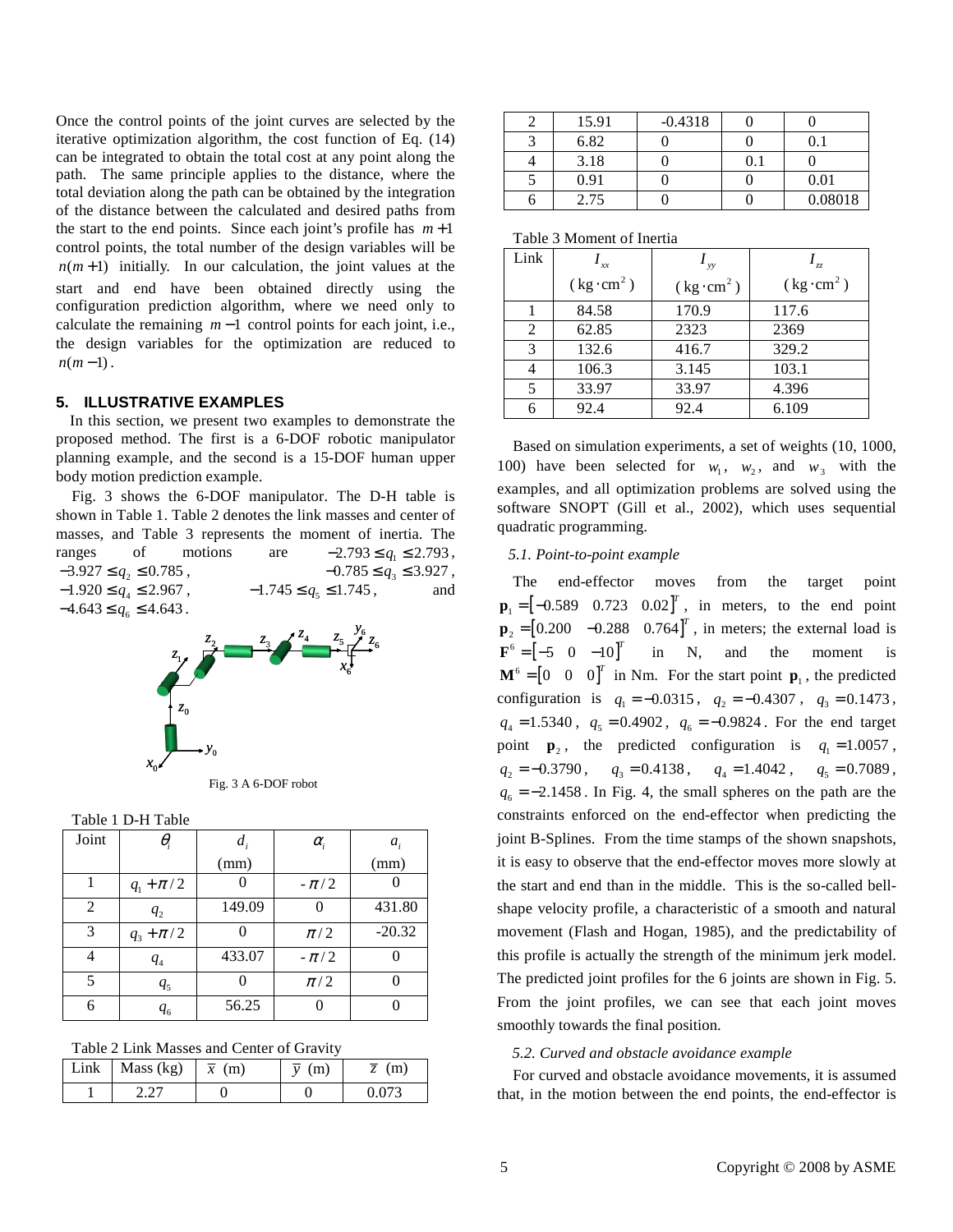Once the control points of the joint curves are selected by the iterative optimization algorithm, the cost function of Eq. (14) can be integrated to obtain the total cost at any point along the path. The same principle applies to the distance, where the total deviation along the path can be obtained by the integration of the distance between the calculated and desired paths from the start to the end points. Since each joint's profile has $m+1$ control points, the total number of the design variables will be $n(m+1)$ initially. In our calculation, the joint values at the start and end have been obtained directly using the configuration prediction algorithm, where we need only to calculate the remaining $m-1$ control points for each joint, i.e., the design variables for the optimization are reduced to $n(m-1)$.

## 5. ILLUSTRATIVE EXAMPLES

In this section, we present two examples to demonstrate the proposed method. The first is a 6-DOF robotic manipulator planning example, and the second is a 15-DOF human upper body motion prediction example.

Fig. 3 shows the 6-DOF manipulator. The D-H table is shown in Table 1. Table 2 denotes the link masses and center of masses, and Table 3 represents the moment of inertia. The ranges of motions are $-2.793 \le q_1 \le 2.793$, $-3.927 \le q_2 \le 0.785$, $-0.785 \le q_3 \le 3.927$, $-1.920 \le q_4 \le 2.967$, $-1.745 \le q_5 \le 1.745$, and $-4.643 \le q_6 \le 4.643$.

Fig. 3 A 6-DOF robot

Table 1 D-H Table

| Joint | $\theta_i$ | $d_i$ (mm) | $\alpha_i$ | $a_i$ (mm) |
|---|---|---|---|---|
| 1 | $q_1+\pi/2$ | 0 | $-\pi/2$ | 0 |
| 2 | $q_2$ | 149.09 | 0 | 431.80 |
| 3 | $q_3+\pi/2$ | 0 | $\pi/2$ | -20.32 |
| 4 | $q_4$ | 433.07 | $-\pi/2$ | 0 |
| 5 | $q_5$ | 0 | $\pi/2$ | 0 |
| 6 | $q_6$ | 56.25 | 0 | 0 |

Table 2 Link Masses and Center of Gravity

| Link | Mass (kg) | $\bar{x}$ (m) | $\bar{y}$ (m) | $\bar{z}$ (m) |
|---|---|---|---|---|
| 1 | 2.27 | 0 | 0 | 0.073 |
| 2 | 15.91 | -0.4318 | 0 | 0 |
| 3 | 6.82 | 0 | 0 | 0.1 |
| 4 | 3.18 | 0 | 0.1 | 0 |
| 5 | 0.91 | 0 | 0 | 0.01 |
| 6 | 2.75 | 0 | 0 | 0.08018 |

Table 3 Moment of Inertia

| Link | $I_{xx}$ ($\text{kg}\cdot\text{cm}^2$) | $I_{yy}$ ($\text{kg}\cdot\text{cm}^2$) | $I_{zz}$ ($\text{kg}\cdot\text{cm}^2$) |
|---|---|---|---|
| 1 | 84.58 | 170.9 | 117.6 |
| 2 | 62.85 | 2323 | 2369 |
| 3 | 132.6 | 416.7 | 329.2 |
| 4 | 106.3 | 3.145 | 103.1 |
| 5 | 33.97 | 33.97 | 4.396 |
| 6 | 92.4 | 92.4 | 6.109 |

Based on simulation experiments, a set of weights (10, 1000, 100) have been selected for $w_1$, $w_2$, and $w_3$ with the examples, and all optimization problems are solved using the software SNOPT (Gill et al., 2002), which uses sequential quadratic programming.

### *5.1. Point-to-point example*

The end-effector moves from the target point $\mathbf{p}_1 = [-0.589 \quad 0.723 \quad 0.02]^T$, in meters, to the end point $\mathbf{p}_2 = [0.200 \quad -0.288 \quad 0.764]^T$, in meters; the external load is $\mathbf{F}^6 = [-5 \quad 0 \quad -10]^T$ in N, and the moment is $\mathbf{M}^6 = [0 \quad 0 \quad 0]^T$ in Nm. For the start point $\mathbf{p}_1$, the predicted configuration is $q_1 = -0.0315$, $q_2 = -0.4307$, $q_3 = 0.1473$, $q_4 = 1.5340$, $q_5 = 0.4902$, $q_6 = -0.9824$. For the end target point $\mathbf{p}_2$, the predicted configuration is $q_1 = 1.0057$, $q_2 = -0.3790$, $q_3 = 0.4138$, $q_4 = 1.4042$, $q_5 = 0.7089$, $q_6 = -2.1458$. In Fig. 4, the small spheres on the path are the constraints enforced on the end-effector when predicting the joint B-Splines. From the time stamps of the shown snapshots, it is easy to observe that the end-effector moves more slowly at the start and end than in the middle. This is the so-called bell-shape velocity profile, a characteristic of a smooth and natural movement (Flash and Hogan, 1985), and the predictability of this profile is actually the strength of the minimum jerk model. The predicted joint profiles for the 6 joints are shown in Fig. 5. From the joint profiles, we can see that each joint moves smoothly towards the final position.

### *5.2. Curved and obstacle avoidance example*

For curved and obstacle avoidance movements, it is assumed that, in the motion between the end points, the end-effector is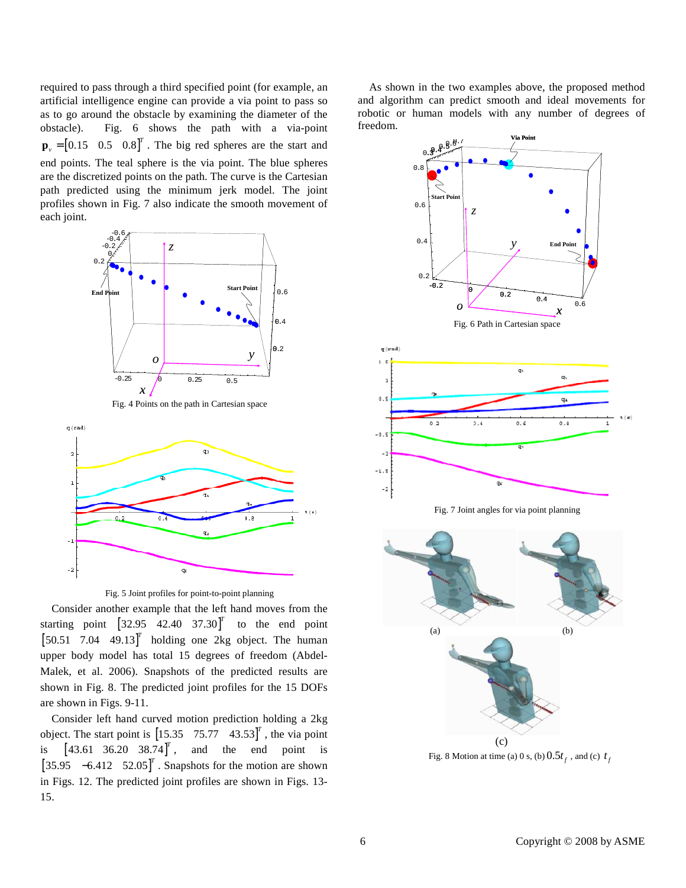required to pass through a third specified point (for example, an artificial intelligence engine can provide a via point to pass so as to go around the obstacle by examining the diameter of the obstacle). Fig. 6 shows the path with a via-point $\mathbf{p}_v = [0.15 \quad 0.5 \quad 0.8]^T$. The big red spheres are the start and end points. The teal sphere is the via point. The blue spheres are the discretized points on the path. The curve is the Cartesian path predicted using the minimum jerk model. The joint profiles shown in Fig. 7 also indicate the smooth movement of each joint.

Fig. 4 Points on the path in Cartesian space

Fig. 5 Joint profiles for point-to-point planning

Consider another example that the left hand moves from the starting point $[32.95 \quad 42.40 \quad 37.30]^T$ to the end point $[50.51 \quad 7.04 \quad 49.13]^T$ holding one 2kg object. The human upper body model has total 15 degrees of freedom (Abdel-Malek, et al. 2006). Snapshots of the predicted results are shown in Fig. 8. The predicted joint profiles for the 15 DOFs are shown in Figs. 9-11.

Consider left hand curved motion prediction holding a 2kg object. The start point is $[15.35 \quad 75.77 \quad 43.53]^T$, the via point is $[43.61 \quad 36.20 \quad 38.74]^T$, and the end point is $[35.95 \quad -6.412 \quad 52.05]^T$. Snapshots for the motion are shown in Figs. 12. The predicted joint profiles are shown in Figs. 13-15.

As shown in the two examples above, the proposed method and algorithm can predict smooth and ideal movements for robotic or human models with any number of degrees of freedom.

Fig. 6 Path in Cartesian space

Fig. 7 Joint angles for via point planning

Fig. 8 Motion at time (a) 0 s, (b) $0.5t_f$, and (c) $t_f$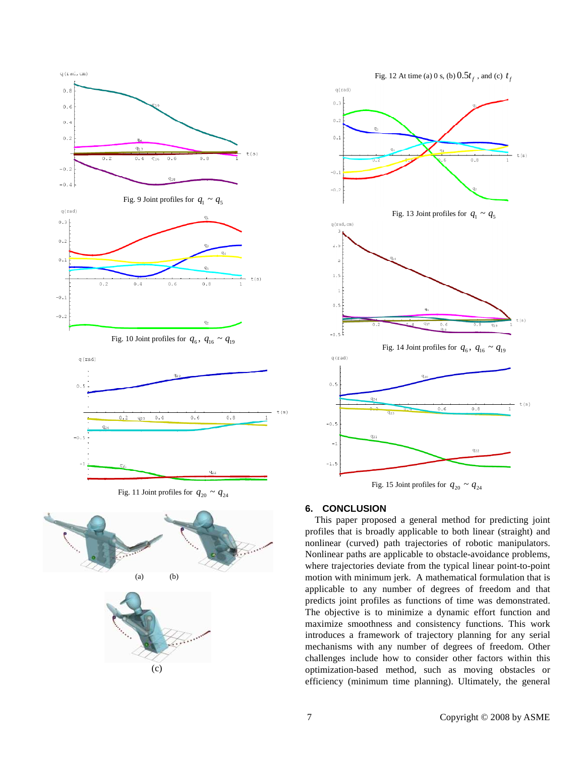Fig. 9 Joint profiles for $q_1 \sim q_5$

Fig. 10 Joint profiles for $q_6$, $q_{16} \sim q_{19}$

Fig. 11 Joint profiles for $q_{20} \sim q_{24}$

(a) (b)

(c)

Fig. 12 At time (a) 0 s, (b) $0.5t_f$, and (c) $t_f$

Fig. 13 Joint profiles for $q_1 \sim q_5$

Fig. 14 Joint profiles for $q_6$, $q_{16} \sim q_{19}$

Fig. 15 Joint profiles for $q_{20} \sim q_{24}$

## 6. CONCLUSION

This paper proposed a general method for predicting joint profiles that is broadly applicable to both linear (straight) and nonlinear (curved) path trajectories of robotic manipulators. Nonlinear paths are applicable to obstacle-avoidance problems, where trajectories deviate from the typical linear point-to-point motion with minimum jerk. A mathematical formulation that is applicable to any number of degrees of freedom and that predicts joint profiles as functions of time was demonstrated. The objective is to minimize a dynamic effort function and maximize smoothness and consistency functions. This work introduces a framework of trajectory planning for any serial mechanisms with any number of degrees of freedom. Other challenges include how to consider other factors within this optimization-based method, such as moving obstacles or efficiency (minimum time planning). Ultimately, the general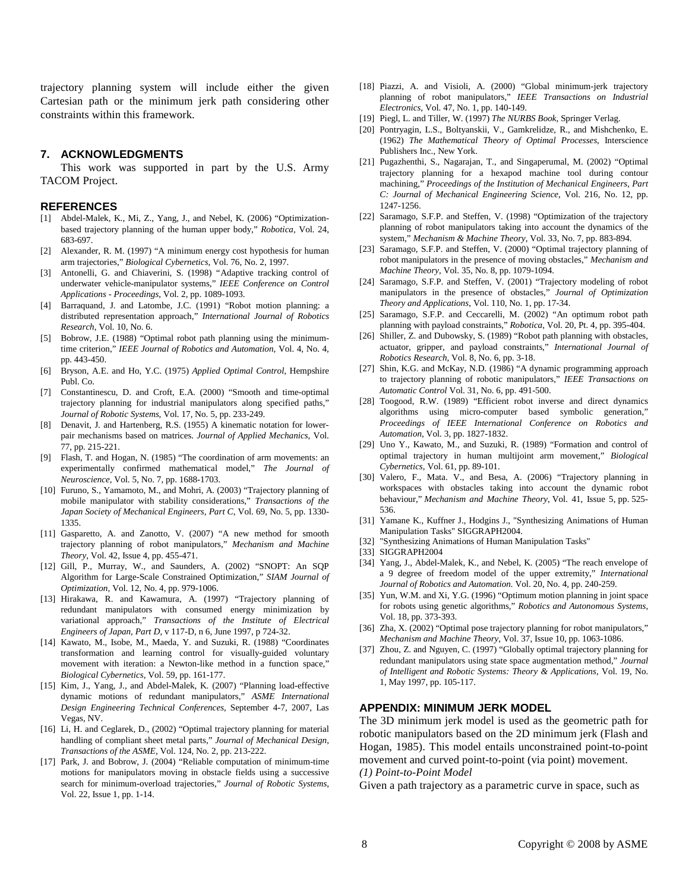trajectory planning system will include either the given Cartesian path or the minimum jerk path considering other constraints within this framework.

## 7. ACKNOWLEDGMENTS

This work was supported in part by the U.S. Army TACOM Project.

## REFERENCES

[1] Abdel-Malek, K., Mi, Z., Yang, J., and Nebel, K. (2006) "Optimization-based trajectory planning of the human upper body," *Robotica*, Vol. 24, 683-697.

[2] Alexander, R. M. (1997) "A minimum energy cost hypothesis for human arm trajectories," *Biological Cybernetics*, Vol. 76, No. 2, 1997.

[3] Antonelli, G. and Chiaverini, S. (1998) "Adaptive tracking control of underwater vehicle-manipulator systems," *IEEE Conference on Control Applications - Proceedings*, Vol. 2, pp. 1089-1093.

[4] Barraquand, J. and Latombe, J.C. (1991) "Robot motion planning: a distributed representation approach," *International Journal of Robotics Research*, Vol. 10, No. 6.

[5] Bobrow, J.E. (1988) "Optimal robot path planning using the minimum-time criterion," *IEEE Journal of Robotics and Automation*, Vol. 4, No. 4, pp. 443-450.

[6] Bryson, A.E. and Ho, Y.C. (1975) *Applied Optimal Control*, Hempshire Publ. Co.

[7] Constantinescu, D. and Croft, E.A. (2000) "Smooth and time-optimal trajectory planning for industrial manipulators along specified paths," *Journal of Robotic Systems*, Vol. 17, No. 5, pp. 233-249.

[8] Denavit, J. and Hartenberg, R.S. (1955) A kinematic notation for lower-pair mechanisms based on matrices. *Journal of Applied Mechanics*, Vol. 77, pp. 215-221.

[9] Flash, T. and Hogan, N. (1985) "The coordination of arm movements: an experimentally confirmed mathematical model," *The Journal of Neuroscience*, Vol. 5, No. 7, pp. 1688-1703.

[10] Furuno, S., Yamamoto, M., and Mohri, A. (2003) "Trajectory planning of mobile manipulator with stability considerations," *Transactions of the Japan Society of Mechanical Engineers, Part C*, Vol. 69, No. 5, pp. 1330-1335.

[11] Gasparetto, A. and Zanotto, V. (2007) "A new method for smooth trajectory planning of robot manipulators," *Mechanism and Machine Theory*, Vol. 42, Issue 4, pp. 455-471.

[12] Gill, P., Murray, W., and Saunders, A. (2002) "SNOPT: An SQP Algorithm for Large-Scale Constrained Optimization," *SIAM Journal of Optimization*, Vol. 12, No. 4, pp. 979-1006.

[13] Hirakawa, R. and Kawamura, A. (1997) "Trajectory planning of redundant manipulators with consumed energy minimization by variational approach," *Transactions of the Institute of Electrical Engineers of Japan, Part D*, v 117-D, n 6, June 1997, p 724-32.

[14] Kawato, M., Isobe, M., Maeda, Y. and Suzuki, R. (1988) "Coordinates transformation and learning control for visually-guided voluntary movement with iteration: a Newton-like method in a function space," *Biological Cybernetics*, Vol. 59, pp. 161-177.

[15] Kim, J., Yang, J., and Abdel-Malek, K. (2007) "Planning load-effective dynamic motions of redundant manipulators," *ASME International Design Engineering Technical Conferences*, September 4-7, 2007, Las Vegas, NV.

[16] Li, H. and Ceglarek, D., (2002) "Optimal trajectory planning for material handling of compliant sheet metal parts," *Journal of Mechanical Design, Transactions of the ASME*, Vol. 124, No. 2, pp. 213-222.

[17] Park, J. and Bobrow, J. (2004) "Reliable computation of minimum-time motions for manipulators moving in obstacle fields using a successive search for minimum-overload trajectories," *Journal of Robotic Systems*, Vol. 22, Issue 1, pp. 1-14.

[18] Piazzi, A. and Visioli, A. (2000) "Global minimum-jerk trajectory planning of robot manipulators," *IEEE Transactions on Industrial Electronics*, Vol. 47, No. 1, pp. 140-149.

[19] Piegl, L. and Tiller, W. (1997) *The NURBS Book*, Springer Verlag.

[20] Pontryagin, L.S., Boltyanskii, V., Gamkrelidze, R., and Mishchenko, E. (1962) *The Mathematical Theory of Optimal Processes*, Interscience Publishers Inc., New York.

[21] Pugazhenthi, S., Nagarajan, T., and Singaperumal, M. (2002) "Optimal trajectory planning for a hexapod machine tool during contour machining," *Proceedings of the Institution of Mechanical Engineers, Part C: Journal of Mechanical Engineering Science*, Vol. 216, No. 12, pp. 1247-1256.

[22] Saramago, S.F.P. and Steffen, V. (1998) "Optimization of the trajectory planning of robot manipulators taking into account the dynamics of the system," *Mechanism & Machine Theory*, Vol. 33, No. 7, pp. 883-894.

[23] Saramago, S.F.P. and Steffen, V. (2000) "Optimal trajectory planning of robot manipulators in the presence of moving obstacles," *Mechanism and Machine Theory*, Vol. 35, No. 8, pp. 1079-1094.

[24] Saramago, S.F.P. and Steffen, V. (2001) "Trajectory modeling of robot manipulators in the presence of obstacles," *Journal of Optimization Theory and Applications*, Vol. 110, No. 1, pp. 17-34.

[25] Saramago, S.F.P. and Ceccarelli, M. (2002) "An optimum robot path planning with payload constraints," *Robotica*, Vol. 20, Pt. 4, pp. 395-404.

[26] Shiller, Z. and Dubowsky, S. (1989) "Robot path planning with obstacles, actuator, gripper, and payload constraints," *International Journal of Robotics Research*, Vol. 8, No. 6, pp. 3-18.

[27] Shin, K.G. and McKay, N.D. (1986) "A dynamic programming approach to trajectory planning of robotic manipulators," *IEEE Transactions on Automatic Control* Vol. 31, No. 6, pp. 491-500.

[28] Toogood, R.W. (1989) "Efficient robot inverse and direct dynamics algorithms using micro-computer based symbolic generation," *Proceedings of IEEE International Conference on Robotics and Automation*, Vol. 3, pp. 1827-1832.

[29] Uno Y., Kawato, M., and Suzuki, R. (1989) "Formation and control of optimal trajectory in human multijoint arm movement," *Biological Cybernetics*, Vol. 61, pp. 89-101.

[30] Valero, F., Mata. V., and Besa, A. (2006) "Trajectory planning in workspaces with obstacles taking into account the dynamic robot behaviour," *Mechanism and Machine Theory*, Vol. 41, Issue 5, pp. 525-536.

[31] Yamane K., Kuffner J., Hodgins J., "Synthesizing Animations of Human Manipulation Tasks" SIGGRAPH2004.

[32] "Synthesizing Animations of Human Manipulation Tasks"

[33] SIGGRAPH2004

[34] Yang, J., Abdel-Malek, K., and Nebel, K. (2005) "The reach envelope of a 9 degree of freedom model of the upper extremity," *International Journal of Robotics and Automation*. Vol. 20, No. 4, pp. 240-259.

[35] Yun, W.M. and Xi, Y.G. (1996) "Optimum motion planning in joint space for robots using genetic algorithms," *Robotics and Autonomous Systems*, Vol. 18, pp. 373-393.

[36] Zha, X. (2002) "Optimal pose trajectory planning for robot manipulators," *Mechanism and Machine Theory*, Vol. 37, Issue 10, pp. 1063-1086.

[37] Zhou, Z. and Nguyen, C. (1997) "Globally optimal trajectory planning for redundant manipulators using state space augmentation method," *Journal of Intelligent and Robotic Systems: Theory & Applications*, Vol. 19, No. 1, May 1997, pp. 105-117.

## APPENDIX: MINIMUM JERK MODEL

The 3D minimum jerk model is used as the geometric path for robotic manipulators based on the 2D minimum jerk (Flash and Hogan, 1985). This model entails unconstrained point-to-point movement and curved point-to-point (via point) movement.

*(1) Point-to-Point Model*

Given a path trajectory as a parametric curve in space, such as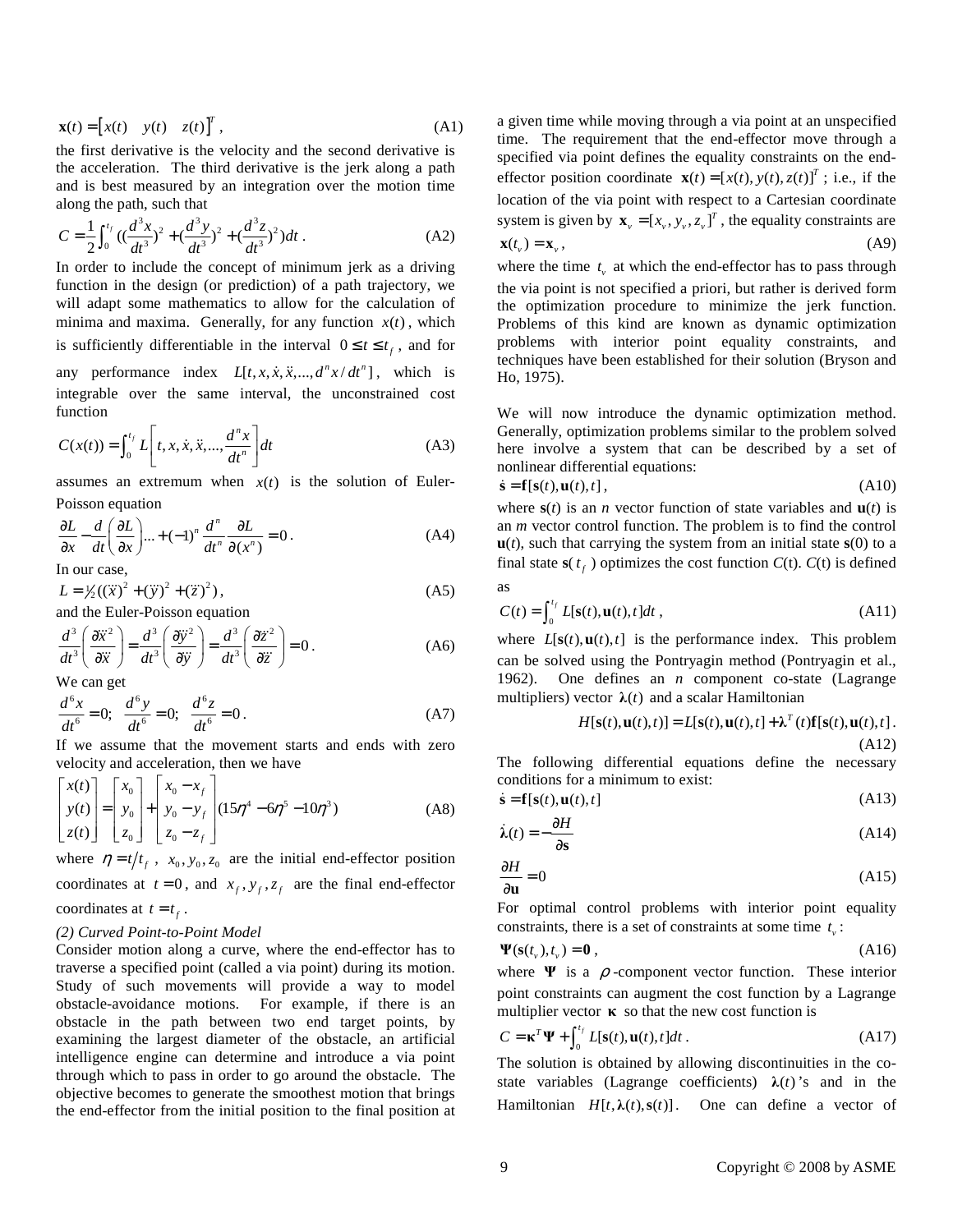$$\mathbf{x}(t) = \begin{bmatrix} x(t) & y(t) & z(t) \end{bmatrix}^T, \tag{A1}$$

the first derivative is the velocity and the second derivative is the acceleration. The third derivative is the jerk along a path and is best measured by an integration over the motion time along the path, such that

$$C = \frac{1}{2}\int_0^{t_f} \left( \left(\frac{d^3x}{dt^3}\right)^2 + \left(\frac{d^3y}{dt^3}\right)^2 + \left(\frac{d^3z}{dt^3}\right)^2 \right) dt. \tag{A2}$$

In order to include the concept of minimum jerk as a driving function in the design (or prediction) of a path trajectory, we will adapt some mathematics to allow for the calculation of minima and maxima. Generally, for any function $x(t)$, which is sufficiently differentiable in the interval $0 \le t \le t_f$, and for any performance index $L[t, x, \dot{x}, \ddot{x}, ..., d^n x / dt^n]$, which is integrable over the same interval, the unconstrained cost function

$$C(x(t)) = \int_0^{t_f} L\left[ t, x, \dot{x}, \ddot{x}, ..., \frac{d^n x}{dt^n} \right] dt \tag{A3}$$

assumes an extremum when $x(t)$ is the solution of Euler-Poisson equation

$$\frac{\partial L}{\partial x} - \frac{d}{dt}\left( \frac{\partial L}{\partial x} \right) ... + (-1)^n \frac{d^n}{dt^n} \frac{\partial L}{\partial (x^n)} = 0. \tag{A4}$$

In our case,

$$L = \tfrac{1}{2}((\dddot{x})^2 + (\dddot{y})^2 + (\dddot{z})^2), \tag{A5}$$

and the Euler-Poisson equation

$$\frac{d^3}{dt^3}\left( \frac{\partial \dddot{x}^2}{\partial \dddot{x}} \right) = \frac{d^3}{dt^3}\left( \frac{\partial \dddot{y}^2}{\partial \dddot{y}} \right) = \frac{d^3}{dt^3}\left( \frac{\partial \dddot{z}^2}{\partial \dddot{z}} \right) = 0. \tag{A6}$$

We can get

$$\frac{d^6 x}{dt^6} = 0; \quad \frac{d^6 y}{dt^6} = 0; \quad \frac{d^6 z}{dt^6} = 0. \tag{A7}$$

If we assume that the movement starts and ends with zero velocity and acceleration, then we have

$$\begin{bmatrix} x(t) \\ y(t) \\ z(t) \end{bmatrix} = \begin{bmatrix} x_0 \\ y_0 \\ z_0 \end{bmatrix} + \begin{bmatrix} x_0 - x_f \\ y_0 - y_f \\ z_0 - z_f \end{bmatrix} (15\eta^4 - 6\eta^5 - 10\eta^3) \tag{A8}$$

where $\eta = t/t_f$, $x_0, y_0, z_0$ are the initial end-effector position coordinates at $t = 0$, and $x_f, y_f, z_f$ are the final end-effector coordinates at $t = t_f$.

*(2) Curved Point-to-Point Model*

Consider motion along a curve, where the end-effector has to traverse a specified point (called a via point) during its motion. Study of such movements will provide a way to model obstacle-avoidance motions. For example, if there is an obstacle in the path between two end target points, by examining the largest diameter of the obstacle, an artificial intelligence engine can determine and introduce a via point through which to pass in order to go around the obstacle. The objective becomes to generate the smoothest motion that brings the end-effector from the initial position to the final position at a given time while moving through a via point at an unspecified time. The requirement that the end-effector move through a specified via point defines the equality constraints on the end-effector position coordinate $\mathbf{x}(t) = [x(t), y(t), z(t)]^T$; i.e., if the location of the via point with respect to a Cartesian coordinate system is given by $\mathbf{x}_v = [x_v, y_v, z_v]^T$, the equality constraints are

$$\mathbf{x}(t_v) = \mathbf{x}_v, \tag{A9}$$

where the time $t_v$ at which the end-effector has to pass through the via point is not specified a priori, but rather is derived form the optimization procedure to minimize the jerk function. Problems of this kind are known as dynamic optimization problems with interior point equality constraints, and techniques have been established for their solution (Bryson and Ho, 1975).

We will now introduce the dynamic optimization method. Generally, optimization problems similar to the problem solved here involve a system that can be described by a set of nonlinear differential equations:

$$\dot{\mathbf{s}} = \mathbf{f}[\mathbf{s}(t), \mathbf{u}(t), t], \tag{A10}$$

where $\mathbf{s}(t)$ is an $n$ vector function of state variables and $\mathbf{u}(t)$ is an $m$ vector control function. The problem is to find the control $\mathbf{u}(t)$, such that carrying the system from an initial state $\mathbf{s}(0)$ to a final state $\mathbf{s}(t_f)$ optimizes the cost function $C(t)$. $C(t)$ is defined as

$$C(t) = \int_0^{t_f} L[\mathbf{s}(t), \mathbf{u}(t), t] dt, \tag{A11}$$

where $L[\mathbf{s}(t), \mathbf{u}(t), t]$ is the performance index. This problem can be solved using the Pontryagin method (Pontryagin et al., 1962). One defines an $n$ component co-state (Lagrange multipliers) vector $\boldsymbol{\lambda}(t)$ and a scalar Hamiltonian

$$H[\mathbf{s}(t), \mathbf{u}(t), t)] = L[\mathbf{s}(t), \mathbf{u}(t), t] + \boldsymbol{\lambda}^T(t)\mathbf{f}[\mathbf{s}(t), \mathbf{u}(t), t]. \tag{A12}$$

The following differential equations define the necessary conditions for a minimum to exist:

$$\dot{\mathbf{s}} = \mathbf{f}[\mathbf{s}(t), \mathbf{u}(t), t] \tag{A13}$$

$$\dot{\boldsymbol{\lambda}}(t) = -\frac{\partial H}{\partial \mathbf{s}} \tag{A14}$$

$$\frac{\partial H}{\partial \mathbf{u}} = 0 \tag{A15}$$

For optimal control problems with interior point equality constraints, there is a set of constraints at some time $t_v$:

$$\boldsymbol{\Psi}(\mathbf{s}(t_v), t_v) = \mathbf{0}, \tag{A16}$$

where $\boldsymbol{\Psi}$ is a $\rho$-component vector function. These interior point constraints can augment the cost function by a Lagrange multiplier vector $\boldsymbol{\kappa}$ so that the new cost function is

$$C = \boldsymbol{\kappa}^T \boldsymbol{\Psi} + \int_0^{t_f} L[\mathbf{s}(t), \mathbf{u}(t), t] dt. \tag{A17}$$

The solution is obtained by allowing discontinuities in the co-state variables (Lagrange coefficients) $\boldsymbol{\lambda}(t)$'s and in the Hamiltonian $H[t, \boldsymbol{\lambda}(t), \mathbf{s}(t)]$. One can define a vector of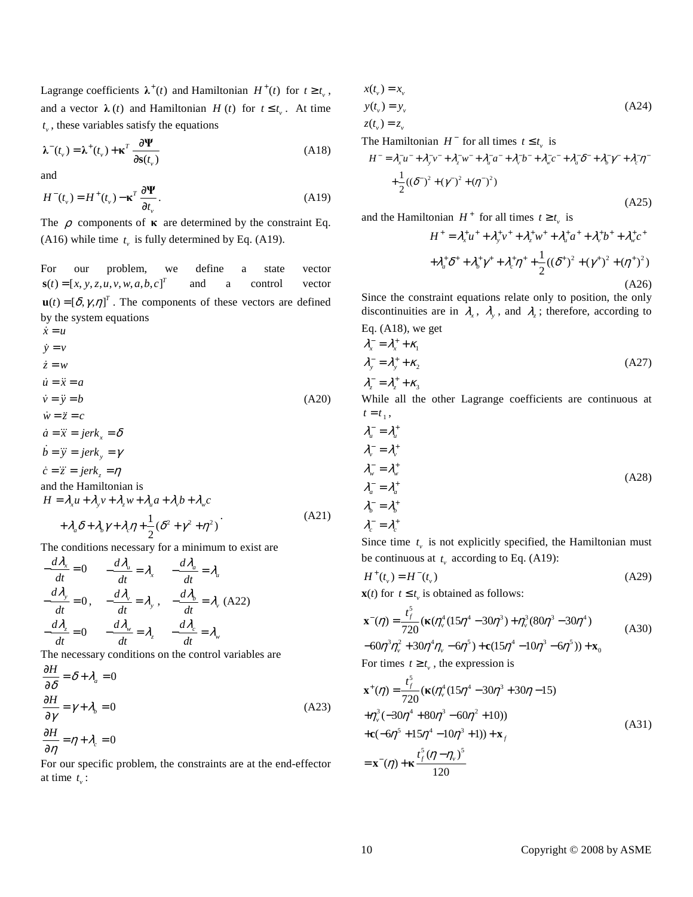Lagrange coefficients $\boldsymbol{\lambda}^+(t)$ and Hamiltonian $H^+(t)$ for $t \geq t_v$, and a vector $\boldsymbol{\lambda}(t)$ and Hamiltonian $H(t)$ for $t \leq t_v$. At time $t_v$, these variables satisfy the equations

$$\boldsymbol{\lambda}^-(t_v) = \boldsymbol{\lambda}^+(t_v) + \boldsymbol{\kappa}^T \frac{\partial \boldsymbol{\Psi}}{\partial \mathbf{s}(t_v)} \tag{A18}$$

and

$$H^-(t_v) = H^+(t_v) - \boldsymbol{\kappa}^T \frac{\partial \boldsymbol{\Psi}}{\partial t_v}. \tag{A19}$$

The $\rho$ components of $\boldsymbol{\kappa}$ are determined by the constraint Eq. (A16) while time $t_v$ is fully determined by Eq. (A19).

For our problem, we define a state vector $\mathbf{s}(t) = [x, y, z, u, v, w, a, b, c]^T$ and a control vector $\mathbf{u}(t) = [\delta, \gamma, \eta]^T$. The components of these vectors are defined by the system equations

$$\begin{aligned}
\dot{x} &= u \\
\dot{y} &= v \\
\dot{z} &= w \\
\dot{u} &= \ddot{x} = a \\
\dot{v} &= \ddot{y} = b \\
\dot{w} &= \ddot{z} = c \\
\dot{a} &= \dddot{x} = jerk_x = \delta \\
\dot{b} &= \dddot{y} = jerk_y = \gamma \\
\dot{c} &= \dddot{z} = jerk_z = \eta
\end{aligned} \tag{A20}$$

and the Hamiltonian is

$$\begin{aligned}
H &= \lambda_x u + \lambda_y v + \lambda_z w + \lambda_u a + \lambda_v b + \lambda_w c \\
&\quad + \lambda_a \delta + \lambda_b \gamma + \lambda_c \eta + \frac{1}{2}(\delta^2 + \gamma^2 + \eta^2)
\end{aligned}. \tag{A21}$$

The conditions necessary for a minimum to exist are

$$\begin{aligned}
-\frac{d\lambda_x}{dt} &= 0 & -\frac{d\lambda_u}{dt} &= \lambda_x & -\frac{d\lambda_a}{dt} &= \lambda_u \\
-\frac{d\lambda_y}{dt} &= 0, & -\frac{d\lambda_v}{dt} &= \lambda_y, & -\frac{d\lambda_b}{dt} &= \lambda_v \\
-\frac{d\lambda_z}{dt} &= 0 & -\frac{d\lambda_w}{dt} &= \lambda_z & -\frac{d\lambda_c}{dt} &= \lambda_w
\end{aligned} \tag{A22}$$

The necessary conditions on the control variables are

$$\begin{aligned}
\frac{\partial H}{\partial \delta} &= \delta + \lambda_a = 0 \\
\frac{\partial H}{\partial \gamma} &= \gamma + \lambda_b = 0 \\
\frac{\partial H}{\partial \eta} &= \eta + \lambda_c = 0
\end{aligned} \tag{A23}$$

For our specific problem, the constraints are at the end-effector at time $t_v$:

$$\begin{aligned}
x(t_v) &= x_v \\
y(t_v) &= y_v \\
z(t_v) &= z_v
\end{aligned} \tag{A24}$$

The Hamiltonian $H^-$ for all times $t \leq t_v$ is

$$\begin{aligned}
H^- &= \lambda_x^- u^- + \lambda_y^- v^- + \lambda_z^- w^- + \lambda_u^- a^- + \lambda_v^- b^- + \lambda_w^- c^- + \lambda_a^- \delta^- + \lambda_b^- \gamma^- + \lambda_c^- \eta^- \\
&\quad + \frac{1}{2}((\delta^-)^2 + (\gamma^-)^2 + (\eta^-)^2)
\end{aligned} \tag{A25}$$

and the Hamiltonian $H^+$ for all times $t \geq t_v$ is

$$\begin{aligned}
H^+ &= \lambda_x^+ u^+ + \lambda_y^+ v^+ + \lambda_z^+ w^+ + \lambda_u^+ a^+ + \lambda_v^+ b^+ + \lambda_w^+ c^+ \\
&\quad + \lambda_a^+ \delta^+ + \lambda_b^+ \gamma^+ + \lambda_c^+ \eta^+ + \frac{1}{2}((\delta^+)^2 + (\gamma^+)^2 + (\eta^+)^2)
\end{aligned} \tag{A26}$$

Since the constraint equations relate only to position, the only discontinuities are in $\lambda_x$, $\lambda_y$, and $\lambda_z$; therefore, according to Eq. (A18), we get

$$\begin{aligned}
\lambda_x^- &= \lambda_x^+ + \kappa_1 \\
\lambda_y^- &= \lambda_y^+ + \kappa_2 \\
\lambda_z^- &= \lambda_z^+ + \kappa_3
\end{aligned} \tag{A27}$$

While all the other Lagrange coefficients are continuous at $t = t_1$,

$$\begin{aligned}
\lambda_u^- &= \lambda_u^+ \\
\lambda_v^- &= \lambda_v^+ \\
\lambda_w^- &= \lambda_w^+ \\
\lambda_a^- &= \lambda_a^+ \\
\lambda_b^- &= \lambda_b^+ \\
\lambda_c^- &= \lambda_c^+
\end{aligned} \tag{A28}$$

Since time $t_v$ is not explicitly specified, the Hamiltonian must be continuous at $t_v$ according to Eq. (A19):

$$H^+(t_v) = H^-(t_v) \tag{A29}$$

$\mathbf{x}(t)$ for $t \leq t_v$ is obtained as follows:

$$\begin{aligned}
\mathbf{x}^-(\eta) &= \frac{t_f^5}{720}(\boldsymbol{\kappa}(\eta_v^4(15\eta^4 - 30\eta^3) + \eta_v^3(80\eta^3 - 30\eta^4) \\
&\quad - 60\eta^3\eta_v^2 + 30\eta^4\eta_v - 6\eta^5) + \mathbf{c}(15\eta^4 - 10\eta^3 - 6\eta^5)) + \mathbf{x}_0
\end{aligned} \tag{A30}$$

For times $t \geq t_v$, the expression is

$$\begin{aligned}
\mathbf{x}^+(\eta) &= \frac{t_f^5}{720}(\boldsymbol{\kappa}(\eta_v^4(15\eta^4 - 30\eta^3 + 30\eta - 15) \\
&\quad + \eta_v^3(-30\eta^4 + 80\eta^3 - 60\eta^2 + 10)) \\
&\quad + \mathbf{c}(-6\eta^5 + 15\eta^4 - 10\eta^3 + 1)) + \mathbf{x}_f \\
&= \mathbf{x}^-(\eta) + \boldsymbol{\kappa}\frac{t_f^5(\eta - \eta_v)^5}{120}
\end{aligned} \tag{A31}$$